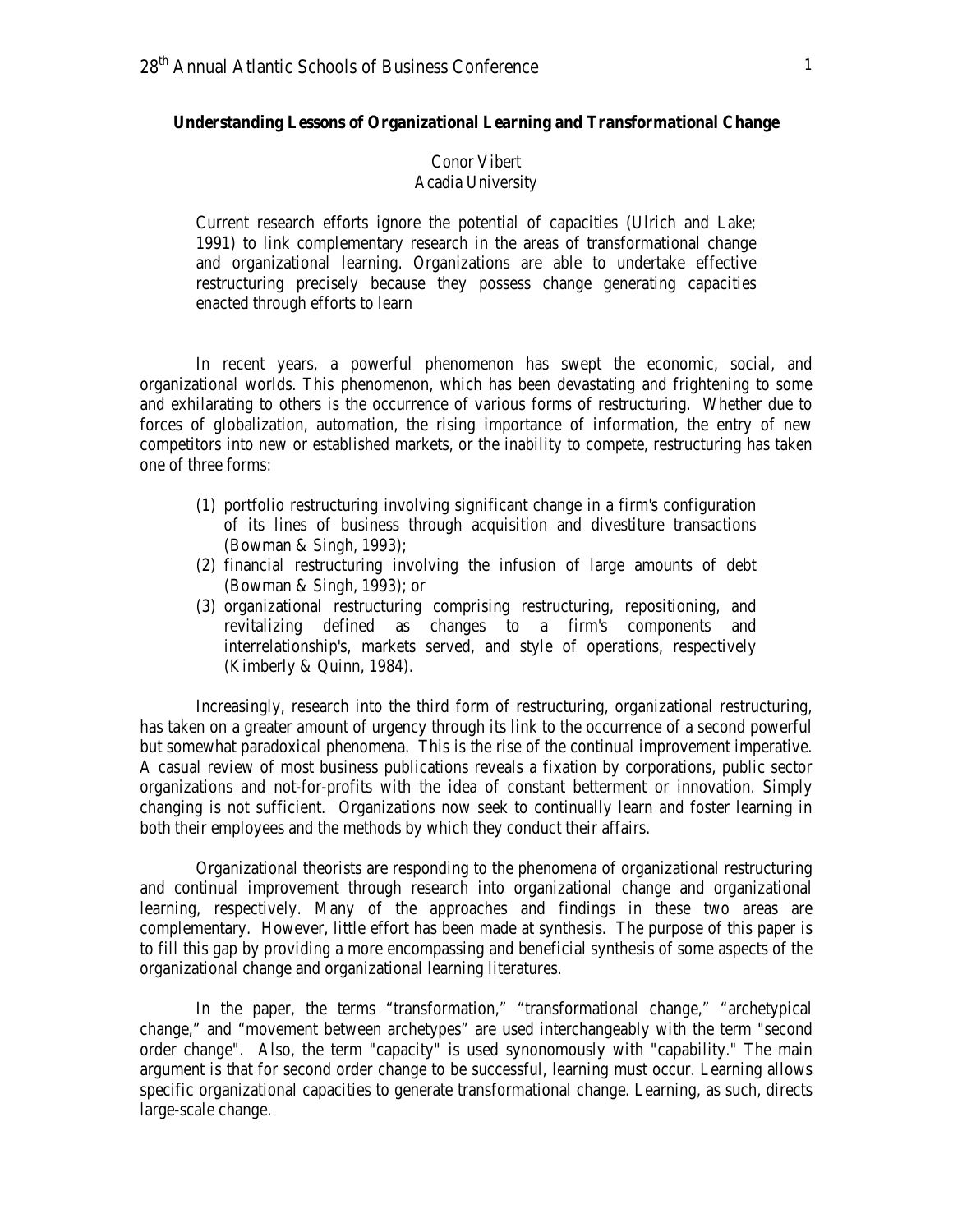**Understanding Lessons of Organizational Learning and Transformational Change**

Conor Vibert
Acadia University

> Current research efforts ignore the potential of capacities (Ulrich and Lake; 1991) to link complementary research in the areas of transformational change and organizational learning. Organizations are able to undertake effective restructuring precisely because they possess change generating capacities enacted through efforts to learn

In recent years, a powerful phenomenon has swept the economic, social, and organizational worlds. This phenomenon, which has been devastating and frightening to some and exhilarating to others is the occurrence of various forms of restructuring. Whether due to forces of globalization, automation, the rising importance of information, the entry of new competitors into new or established markets, or the inability to compete, restructuring has taken one of three forms:

(1) portfolio restructuring involving significant change in a firm's configuration of its lines of business through acquisition and divestiture transactions (Bowman & Singh, 1993);
(2) financial restructuring involving the infusion of large amounts of debt (Bowman & Singh, 1993); or
(3) organizational restructuring comprising restructuring, repositioning, and revitalizing defined as changes to a firm's components and interrelationship's, markets served, and style of operations, respectively (Kimberly & Quinn, 1984).

Increasingly, research into the third form of restructuring, organizational restructuring, has taken on a greater amount of urgency through its link to the occurrence of a second powerful but somewhat paradoxical phenomena. This is the rise of the continual improvement imperative. A casual review of most business publications reveals a fixation by corporations, public sector organizations and not-for-profits with the idea of constant betterment or innovation. Simply changing is not sufficient. Organizations now seek to continually learn and foster learning in both their employees and the methods by which they conduct their affairs.

Organizational theorists are responding to the phenomena of organizational restructuring and continual improvement through research into organizational change and organizational learning, respectively. Many of the approaches and findings in these two areas are complementary. However, little effort has been made at synthesis. The purpose of this paper is to fill this gap by providing a more encompassing and beneficial synthesis of some aspects of the organizational change and organizational learning literatures.

In the paper, the terms "transformation," "transformational change," "archetypical change," and "movement between archetypes" are used interchangeably with the term "second order change". Also, the term "capacity" is used synonomously with "capability." The main argument is that for second order change to be successful, learning must occur. Learning allows specific organizational capacities to generate transformational change. Learning, as such, directs large-scale change.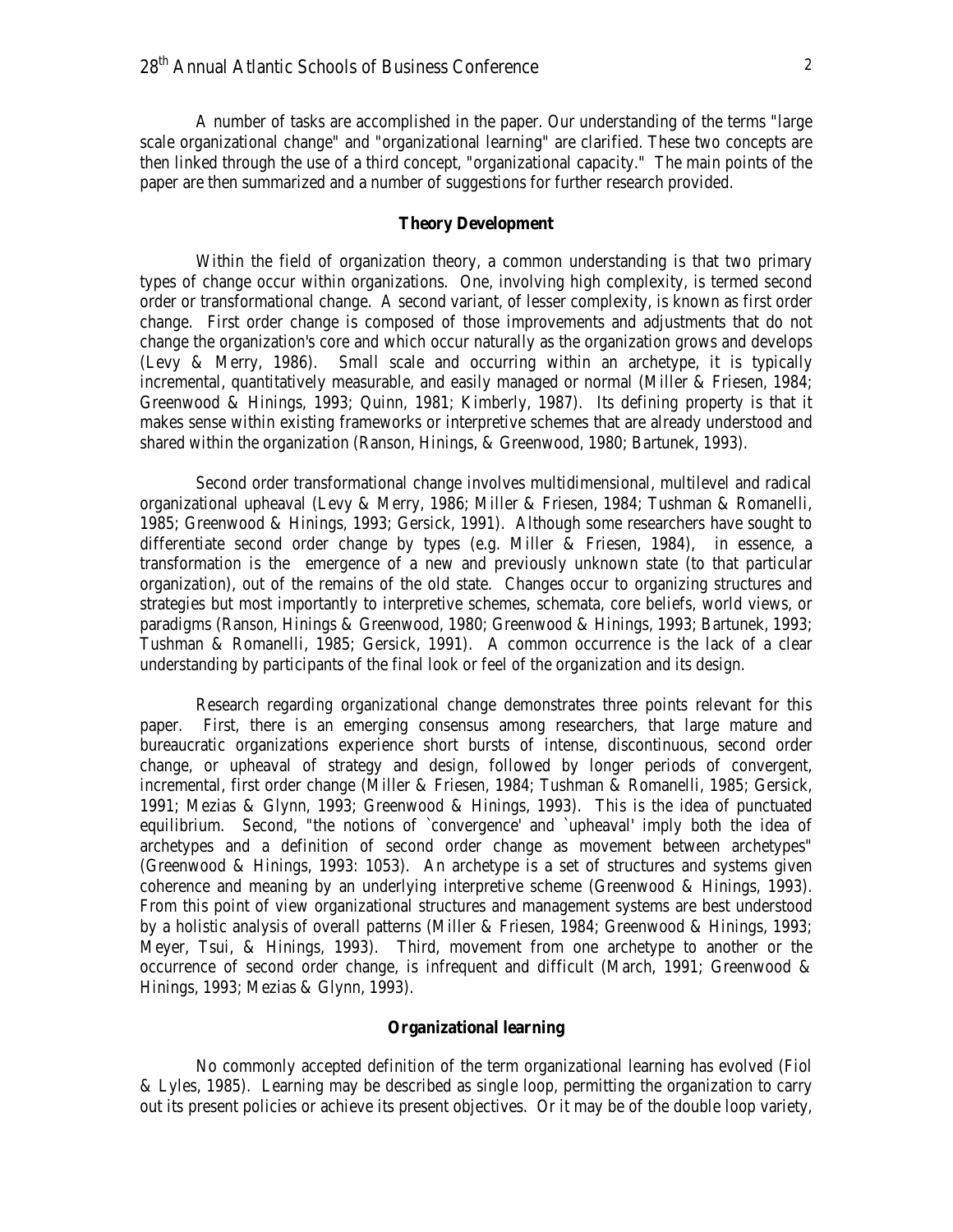A number of tasks are accomplished in the paper. Our understanding of the terms "large scale organizational change" and "organizational learning" are clarified. These two concepts are then linked through the use of a third concept, "organizational capacity." The main points of the paper are then summarized and a number of suggestions for further research provided.

## Theory Development

Within the field of organization theory, a common understanding is that two primary types of change occur within organizations. One, involving high complexity, is termed second order or transformational change. A second variant, of lesser complexity, is known as first order change. First order change is composed of those improvements and adjustments that do not change the organization's core and which occur naturally as the organization grows and develops (Levy & Merry, 1986). Small scale and occurring within an archetype, it is typically incremental, quantitatively measurable, and easily managed or normal (Miller & Friesen, 1984; Greenwood & Hinings, 1993; Quinn, 1981; Kimberly, 1987). Its defining property is that it makes sense within existing frameworks or interpretive schemes that are already understood and shared within the organization (Ranson, Hinings, & Greenwood, 1980; Bartunek, 1993).

Second order transformational change involves multidimensional, multilevel and radical organizational upheaval (Levy & Merry, 1986; Miller & Friesen, 1984; Tushman & Romanelli, 1985; Greenwood & Hinings, 1993; Gersick, 1991). Although some researchers have sought to differentiate second order change by types (e.g. Miller & Friesen, 1984), in essence, a transformation is the emergence of a new and previously unknown state (to that particular organization), out of the remains of the old state. Changes occur to organizing structures and strategies but most importantly to interpretive schemes, schemata, core beliefs, world views, or paradigms (Ranson, Hinings & Greenwood, 1980; Greenwood & Hinings, 1993; Bartunek, 1993; Tushman & Romanelli, 1985; Gersick, 1991). A common occurrence is the lack of a clear understanding by participants of the final look or feel of the organization and its design.

Research regarding organizational change demonstrates three points relevant for this paper. First, there is an emerging consensus among researchers, that large mature and bureaucratic organizations experience short bursts of intense, discontinuous, second order change, or upheaval of strategy and design, followed by longer periods of convergent, incremental, first order change (Miller & Friesen, 1984; Tushman & Romanelli, 1985; Gersick, 1991; Mezias & Glynn, 1993; Greenwood & Hinings, 1993). This is the idea of punctuated equilibrium. Second, "the notions of `convergence' and `upheaval' imply both the idea of archetypes and a definition of second order change as movement between archetypes" (Greenwood & Hinings, 1993: 1053). An archetype is a set of structures and systems given coherence and meaning by an underlying interpretive scheme (Greenwood & Hinings, 1993). From this point of view organizational structures and management systems are best understood by a holistic analysis of overall patterns (Miller & Friesen, 1984; Greenwood & Hinings, 1993; Meyer, Tsui, & Hinings, 1993). Third, movement from one archetype to another or the occurrence of second order change, is infrequent and difficult (March, 1991; Greenwood & Hinings, 1993; Mezias & Glynn, 1993).

## Organizational learning

No commonly accepted definition of the term organizational learning has evolved (Fiol & Lyles, 1985). Learning may be described as single loop, permitting the organization to carry out its present policies or achieve its present objectives. Or it may be of the double loop variety,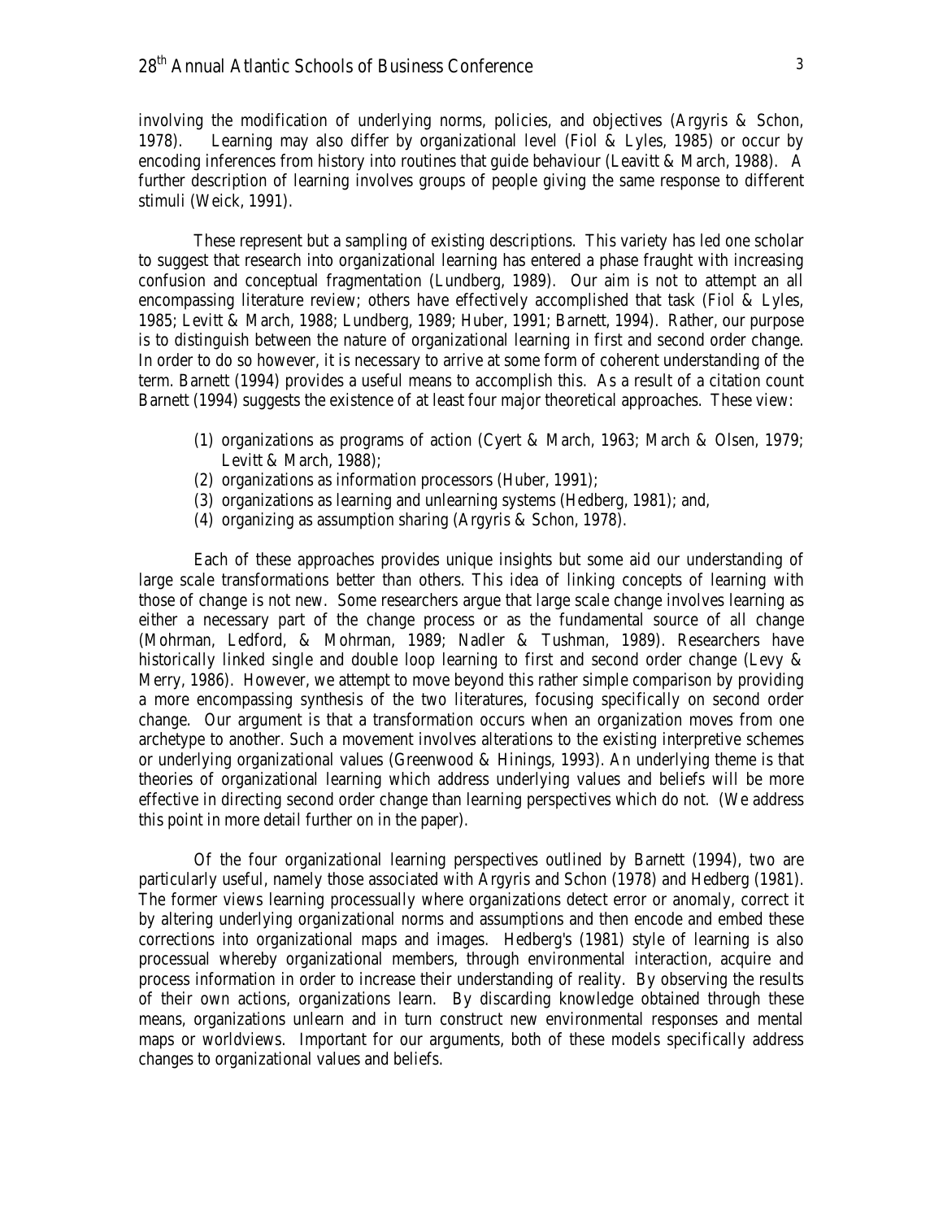involving the modification of underlying norms, policies, and objectives (Argyris & Schon, 1978). Learning may also differ by organizational level (Fiol & Lyles, 1985) or occur by encoding inferences from history into routines that guide behaviour (Leavitt & March, 1988). A further description of learning involves groups of people giving the same response to different stimuli (Weick, 1991).

These represent but a sampling of existing descriptions. This variety has led one scholar to suggest that research into organizational learning has entered a phase fraught with increasing confusion and conceptual fragmentation (Lundberg, 1989). Our aim is not to attempt an all encompassing literature review; others have effectively accomplished that task (Fiol & Lyles, 1985; Levitt & March, 1988; Lundberg, 1989; Huber, 1991; Barnett, 1994). Rather, our purpose is to distinguish between the nature of organizational learning in first and second order change. In order to do so however, it is necessary to arrive at some form of coherent understanding of the term. Barnett (1994) provides a useful means to accomplish this. As a result of a citation count Barnett (1994) suggests the existence of at least four major theoretical approaches. These view:

(1) organizations as programs of action (Cyert & March, 1963; March & Olsen, 1979; Levitt & March, 1988);
(2) organizations as information processors (Huber, 1991);
(3) organizations as learning and unlearning systems (Hedberg, 1981); and,
(4) organizing as assumption sharing (Argyris & Schon, 1978).

Each of these approaches provides unique insights but some aid our understanding of large scale transformations better than others. This idea of linking concepts of learning with those of change is not new. Some researchers argue that large scale change involves learning as either a necessary part of the change process or as the fundamental source of all change (Mohrman, Ledford, & Mohrman, 1989; Nadler & Tushman, 1989). Researchers have historically linked single and double loop learning to first and second order change (Levy & Merry, 1986). However, we attempt to move beyond this rather simple comparison by providing a more encompassing synthesis of the two literatures, focusing specifically on second order change. Our argument is that a transformation occurs when an organization moves from one archetype to another. Such a movement involves alterations to the existing interpretive schemes or underlying organizational values (Greenwood & Hinings, 1993). An underlying theme is that theories of organizational learning which address underlying values and beliefs will be more effective in directing second order change than learning perspectives which do not. (We address this point in more detail further on in the paper).

Of the four organizational learning perspectives outlined by Barnett (1994), two are particularly useful, namely those associated with Argyris and Schon (1978) and Hedberg (1981). The former views learning processually where organizations detect error or anomaly, correct it by altering underlying organizational norms and assumptions and then encode and embed these corrections into organizational maps and images. Hedberg's (1981) style of learning is also processual whereby organizational members, through environmental interaction, acquire and process information in order to increase their understanding of reality. By observing the results of their own actions, organizations learn. By discarding knowledge obtained through these means, organizations unlearn and in turn construct new environmental responses and mental maps or worldviews. Important for our arguments, both of these models specifically address changes to organizational values and beliefs.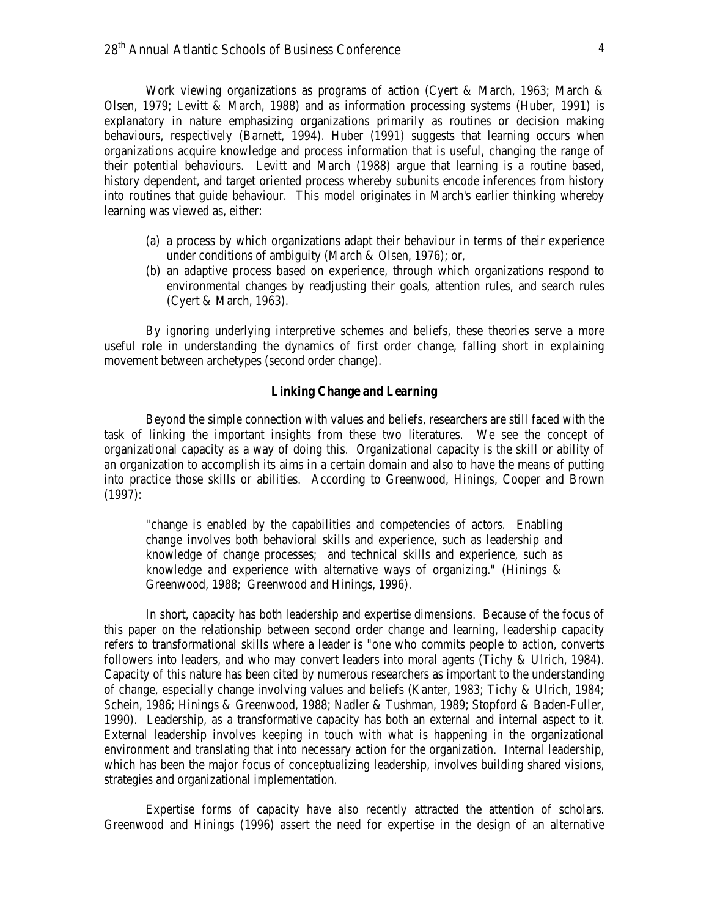Work viewing organizations as programs of action (Cyert & March, 1963; March & Olsen, 1979; Levitt & March, 1988) and as information processing systems (Huber, 1991) is explanatory in nature emphasizing organizations primarily as routines or decision making behaviours, respectively (Barnett, 1994). Huber (1991) suggests that learning occurs when organizations acquire knowledge and process information that is useful, changing the range of their potential behaviours. Levitt and March (1988) argue that learning is a routine based, history dependent, and target oriented process whereby subunits encode inferences from history into routines that guide behaviour. This model originates in March's earlier thinking whereby learning was viewed as, either:

(a) a process by which organizations adapt their behaviour in terms of their experience under conditions of ambiguity (March & Olsen, 1976); or,
(b) an adaptive process based on experience, through which organizations respond to environmental changes by readjusting their goals, attention rules, and search rules (Cyert & March, 1963).

By ignoring underlying interpretive schemes and beliefs, these theories serve a more useful role in understanding the dynamics of first order change, falling short in explaining movement between archetypes (second order change).

## Linking Change and Learning

Beyond the simple connection with values and beliefs, researchers are still faced with the task of linking the important insights from these two literatures. We see the concept of organizational capacity as a way of doing this. Organizational capacity is the skill or ability of an organization to accomplish its aims in a certain domain and also to have the means of putting into practice those skills or abilities. According to Greenwood, Hinings, Cooper and Brown (1997):

> "change is enabled by the capabilities and competencies of actors. Enabling change involves both behavioral skills and experience, such as leadership and knowledge of change processes; and technical skills and experience, such as knowledge and experience with alternative ways of organizing." (Hinings & Greenwood, 1988; Greenwood and Hinings, 1996).

In short, capacity has both leadership and expertise dimensions. Because of the focus of this paper on the relationship between second order change and learning, leadership capacity refers to transformational skills where a leader is "one who commits people to action, converts followers into leaders, and who may convert leaders into moral agents (Tichy & Ulrich, 1984). Capacity of this nature has been cited by numerous researchers as important to the understanding of change, especially change involving values and beliefs (Kanter, 1983; Tichy & Ulrich, 1984; Schein, 1986; Hinings & Greenwood, 1988; Nadler & Tushman, 1989; Stopford & Baden-Fuller, 1990). Leadership, as a transformative capacity has both an external and internal aspect to it. External leadership involves keeping in touch with what is happening in the organizational environment and translating that into necessary action for the organization. Internal leadership, which has been the major focus of conceptualizing leadership, involves building shared visions, strategies and organizational implementation.

Expertise forms of capacity have also recently attracted the attention of scholars. Greenwood and Hinings (1996) assert the need for expertise in the design of an alternative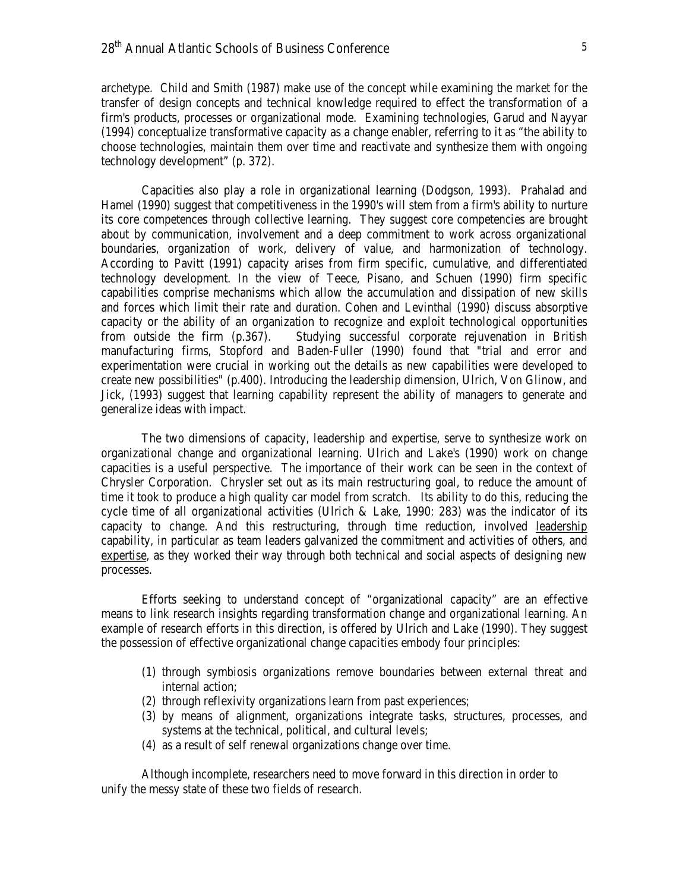archetype. Child and Smith (1987) make use of the concept while examining the market for the transfer of design concepts and technical knowledge required to effect the transformation of a firm's products, processes or organizational mode. Examining technologies, Garud and Nayyar (1994) conceptualize transformative capacity as a change enabler, referring to it as "the ability to choose technologies, maintain them over time and reactivate and synthesize them with ongoing technology development" (p. 372).

Capacities also play a role in organizational learning (Dodgson, 1993). Prahalad and Hamel (1990) suggest that competitiveness in the 1990's will stem from a firm's ability to nurture its core competences through collective learning. They suggest core competencies are brought about by communication, involvement and a deep commitment to work across organizational boundaries, organization of work, delivery of value, and harmonization of technology. According to Pavitt (1991) capacity arises from firm specific, cumulative, and differentiated technology development. In the view of Teece, Pisano, and Schuen (1990) firm specific capabilities comprise mechanisms which allow the accumulation and dissipation of new skills and forces which limit their rate and duration. Cohen and Levinthal (1990) discuss absorptive capacity or the ability of an organization to recognize and exploit technological opportunities from outside the firm (p.367). Studying successful corporate rejuvenation in British manufacturing firms, Stopford and Baden-Fuller (1990) found that "trial and error and experimentation were crucial in working out the details as new capabilities were developed to create new possibilities" (p.400). Introducing the leadership dimension, Ulrich, Von Glinow, and Jick, (1993) suggest that learning capability represent the ability of managers to generate and generalize ideas with impact.

The two dimensions of capacity, leadership and expertise, serve to synthesize work on organizational change and organizational learning. Ulrich and Lake's (1990) work on change capacities is a useful perspective. The importance of their work can be seen in the context of Chrysler Corporation. Chrysler set out as its main restructuring goal, to reduce the amount of time it took to produce a high quality car model from scratch. Its ability to do this, reducing the cycle time of all organizational activities (Ulrich & Lake, 1990: 283) was the indicator of its capacity to change. And this restructuring, through time reduction, involved <u>leadership</u> capability, in particular as team leaders galvanized the commitment and activities of others, and <u>expertise</u>, as they worked their way through both technical and social aspects of designing new processes.

Efforts seeking to understand concept of "organizational capacity" are an effective means to link research insights regarding transformation change and organizational learning. An example of research efforts in this direction, is offered by Ulrich and Lake (1990). They suggest the possession of effective organizational change capacities embody four principles:

(1) through symbiosis organizations remove boundaries between external threat and internal action;
(2) through reflexivity organizations learn from past experiences;
(3) by means of alignment, organizations integrate tasks, structures, processes, and systems at the technical, political, and cultural levels;
(4) as a result of self renewal organizations change over time.

Although incomplete, researchers need to move forward in this direction in order to unify the messy state of these two fields of research.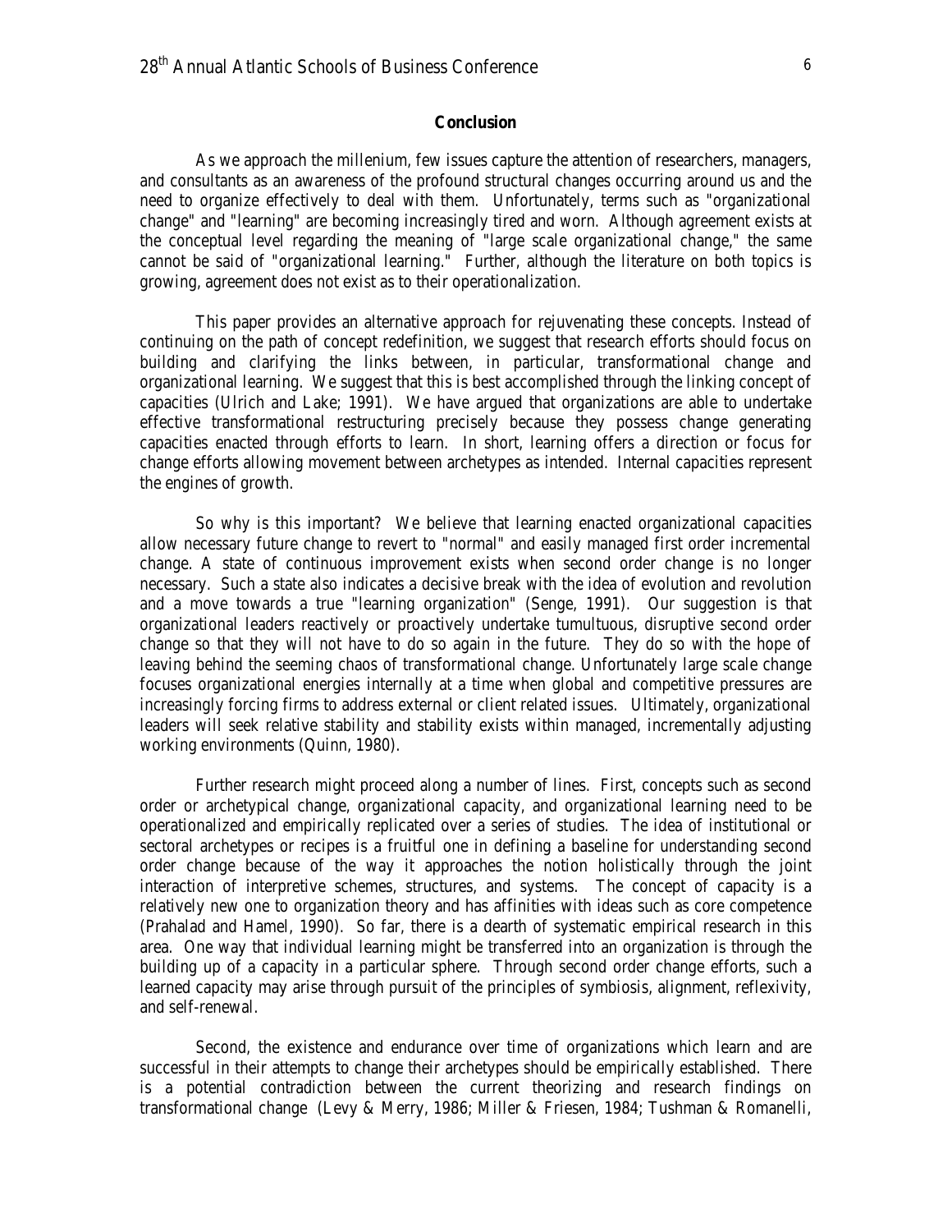## Conclusion

As we approach the millenium, few issues capture the attention of researchers, managers, and consultants as an awareness of the profound structural changes occurring around us and the need to organize effectively to deal with them. Unfortunately, terms such as "organizational change" and "learning" are becoming increasingly tired and worn. Although agreement exists at the conceptual level regarding the meaning of "large scale organizational change," the same cannot be said of "organizational learning." Further, although the literature on both topics is growing, agreement does not exist as to their operationalization.

This paper provides an alternative approach for rejuvenating these concepts. Instead of continuing on the path of concept redefinition, we suggest that research efforts should focus on building and clarifying the links between, in particular, transformational change and organizational learning. We suggest that this is best accomplished through the linking concept of capacities (Ulrich and Lake; 1991). We have argued that organizations are able to undertake effective transformational restructuring precisely because they possess change generating capacities enacted through efforts to learn. In short, learning offers a direction or focus for change efforts allowing movement between archetypes as intended. Internal capacities represent the engines of growth.

So why is this important? We believe that learning enacted organizational capacities allow necessary future change to revert to "normal" and easily managed first order incremental change. A state of continuous improvement exists when second order change is no longer necessary. Such a state also indicates a decisive break with the idea of evolution and revolution and a move towards a true "learning organization" (Senge, 1991). Our suggestion is that organizational leaders reactively or proactively undertake tumultuous, disruptive second order change so that they will not have to do so again in the future. They do so with the hope of leaving behind the seeming chaos of transformational change. Unfortunately large scale change focuses organizational energies internally at a time when global and competitive pressures are increasingly forcing firms to address external or client related issues. Ultimately, organizational leaders will seek relative stability and stability exists within managed, incrementally adjusting working environments (Quinn, 1980).

Further research might proceed along a number of lines. First, concepts such as second order or archetypical change, organizational capacity, and organizational learning need to be operationalized and empirically replicated over a series of studies. The idea of institutional or sectoral archetypes or recipes is a fruitful one in defining a baseline for understanding second order change because of the way it approaches the notion holistically through the joint interaction of interpretive schemes, structures, and systems. The concept of capacity is a relatively new one to organization theory and has affinities with ideas such as core competence (Prahalad and Hamel, 1990). So far, there is a dearth of systematic empirical research in this area. One way that individual learning might be transferred into an organization is through the building up of a capacity in a particular sphere. Through second order change efforts, such a learned capacity may arise through pursuit of the principles of symbiosis, alignment, reflexivity, and self-renewal.

Second, the existence and endurance over time of organizations which learn and are successful in their attempts to change their archetypes should be empirically established. There is a potential contradiction between the current theorizing and research findings on transformational change (Levy & Merry, 1986; Miller & Friesen, 1984; Tushman & Romanelli,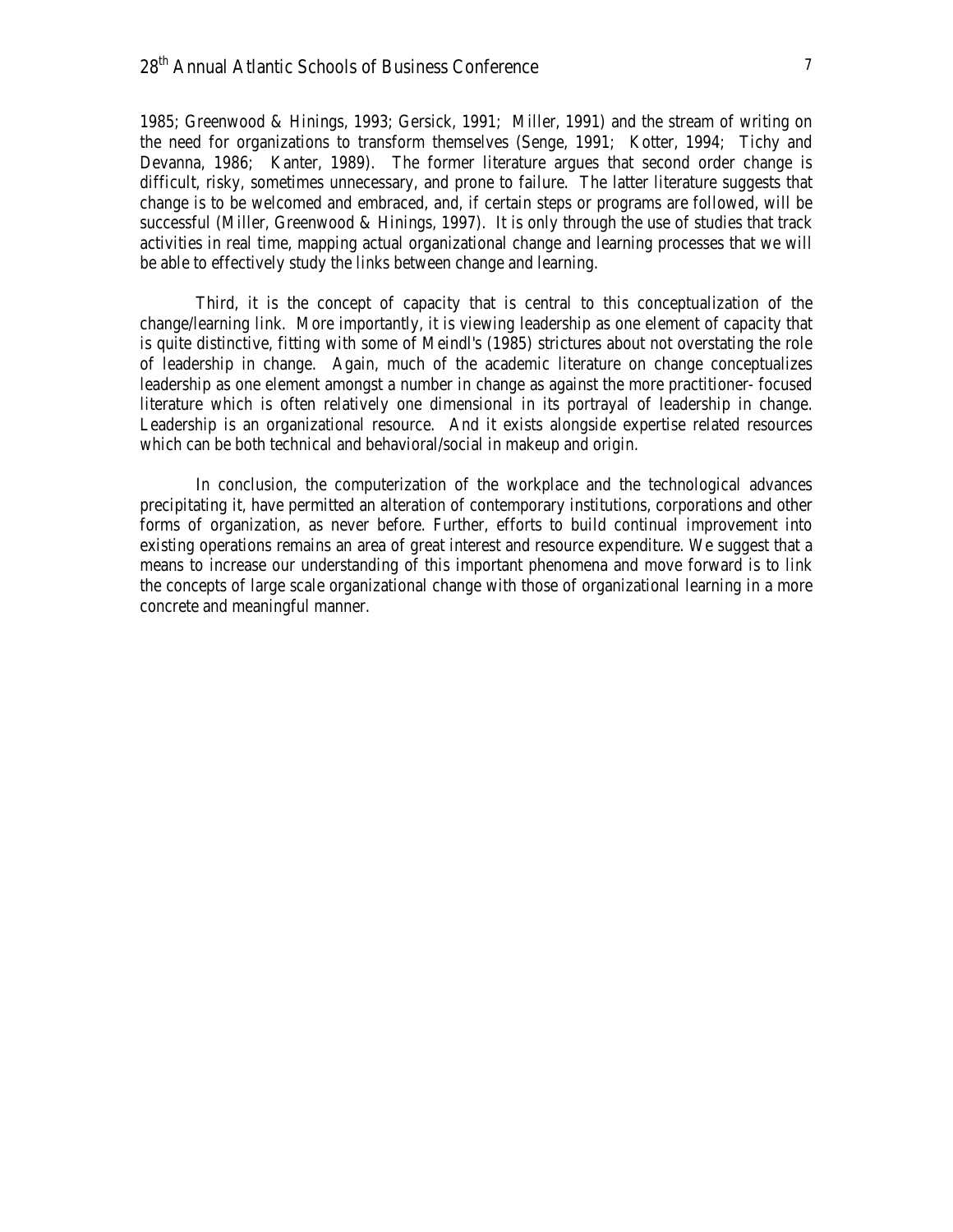1985; Greenwood & Hinings, 1993; Gersick, 1991; Miller, 1991) and the stream of writing on the need for organizations to transform themselves (Senge, 1991; Kotter, 1994; Tichy and Devanna, 1986; Kanter, 1989). The former literature argues that second order change is difficult, risky, sometimes unnecessary, and prone to failure. The latter literature suggests that change is to be welcomed and embraced, and, if certain steps or programs are followed, will be successful (Miller, Greenwood & Hinings, 1997). It is only through the use of studies that track activities in real time, mapping actual organizational change and learning processes that we will be able to effectively study the links between change and learning.

Third, it is the concept of capacity that is central to this conceptualization of the change/learning link. More importantly, it is viewing leadership as one element of capacity that is quite distinctive, fitting with some of Meindl's (1985) strictures about not overstating the role of leadership in change. Again, much of the academic literature on change conceptualizes leadership as one element amongst a number in change as against the more practitioner- focused literature which is often relatively one dimensional in its portrayal of leadership in change. Leadership is an organizational resource. And it exists alongside expertise related resources which can be both technical and behavioral/social in makeup and origin.

In conclusion, the computerization of the workplace and the technological advances precipitating it, have permitted an alteration of contemporary institutions, corporations and other forms of organization, as never before. Further, efforts to build continual improvement into existing operations remains an area of great interest and resource expenditure. We suggest that a means to increase our understanding of this important phenomena and move forward is to link the concepts of large scale organizational change with those of organizational learning in a more concrete and meaningful manner.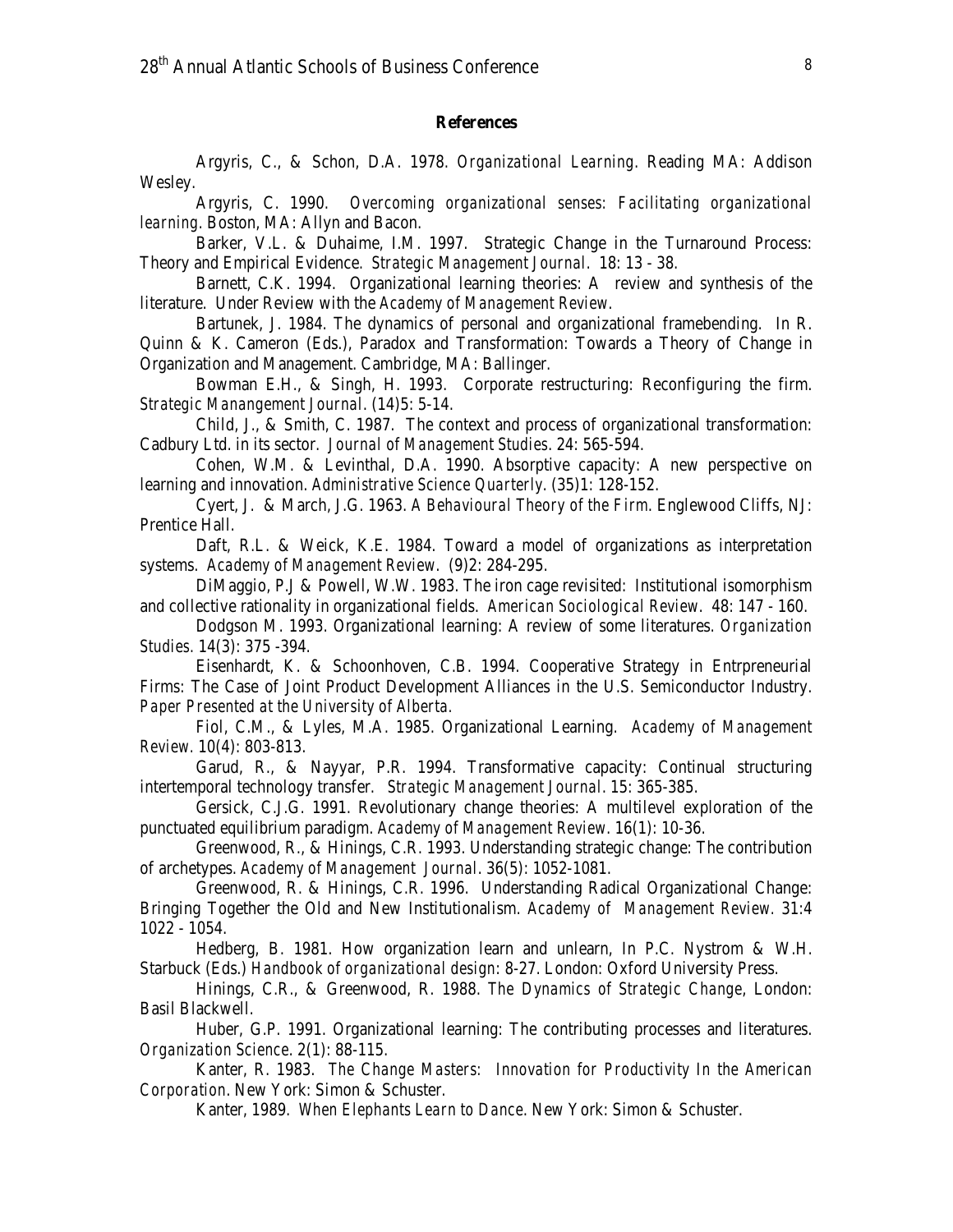## References

Argyris, C., & Schon, D.A. 1978. *Organizational Learning*. Reading MA: Addison Wesley.

Argyris, C. 1990. *Overcoming organizational senses: Facilitating organizational learning*. Boston, MA: Allyn and Bacon.

Barker, V.L. & Duhaime, I.M. 1997. Strategic Change in the Turnaround Process: Theory and Empirical Evidence. *Strategic Management Journal*. 18: 13 - 38.

Barnett, C.K. 1994. Organizational learning theories: A review and synthesis of the literature. Under Review with the *Academy of Management Review*.

Bartunek, J. 1984. The dynamics of personal and organizational framebending. In R. Quinn & K. Cameron (Eds.), Paradox and Transformation: Towards a Theory of Change in Organization and Management. Cambridge, MA: Ballinger.

Bowman E.H., & Singh, H. 1993. Corporate restructuring: Reconfiguring the firm. *Strategic Manangement Journal*. (14)5: 5-14.

Child, J., & Smith, C. 1987. The context and process of organizational transformation: Cadbury Ltd. in its sector. *Journal of Management Studies*. 24: 565-594.

Cohen, W.M. & Levinthal, D.A. 1990. Absorptive capacity: A new perspective on learning and innovation. *Administrative Science Quarterly*. (35)1: 128-152.

Cyert, J. & March, J.G. 1963. *A Behavioural Theory of the Firm*. Englewood Cliffs, NJ: Prentice Hall.

Daft, R.L. & Weick, K.E. 1984. Toward a model of organizations as interpretation systems. *Academy of Management Review*. (9)2: 284-295.

DiMaggio, P.J & Powell, W.W. 1983. The iron cage revisited: Institutional isomorphism and collective rationality in organizational fields. *American Sociological Review*. 48: 147 - 160.

Dodgson M. 1993. Organizational learning: A review of some literatures. *Organization Studies*. 14(3): 375 -394.

Eisenhardt, K. & Schoonhoven, C.B. 1994. Cooperative Strategy in Entrpreneurial Firms: The Case of Joint Product Development Alliances in the U.S. Semiconductor Industry. *Paper Presented at the University of Alberta*.

Fiol, C.M., & Lyles, M.A. 1985. Organizational Learning. *Academy of Management Review*. 10(4): 803-813.

Garud, R., & Nayyar, P.R. 1994. Transformative capacity: Continual structuring intertemporal technology transfer. *Strategic Management Journal*. 15: 365-385.

Gersick, C.J.G. 1991. Revolutionary change theories: A multilevel exploration of the punctuated equilibrium paradigm. *Academy of Management Review*. 16(1): 10-36.

Greenwood, R., & Hinings, C.R. 1993. Understanding strategic change: The contribution of archetypes. *Academy of Management Journal*. 36(5): 1052-1081.

Greenwood, R. & Hinings, C.R. 1996. Understanding Radical Organizational Change: Bringing Together the Old and New Institutionalism. *Academy of Management Review*. 31:4 1022 - 1054.

Hedberg, B. 1981. How organization learn and unlearn, In P.C. Nystrom & W.H. Starbuck (Eds.) *Handbook of organizational design*: 8-27. London: Oxford University Press.

Hinings, C.R., & Greenwood, R. 1988. *The Dynamics of Strategic Change*, London: Basil Blackwell.

Huber, G.P. 1991. Organizational learning: The contributing processes and literatures. *Organization Science*. 2(1): 88-115.

Kanter, R. 1983. *The Change Masters: Innovation for Productivity In the American Corporation*. New York: Simon & Schuster.

Kanter, 1989. *When Elephants Learn to Dance*. New York: Simon & Schuster.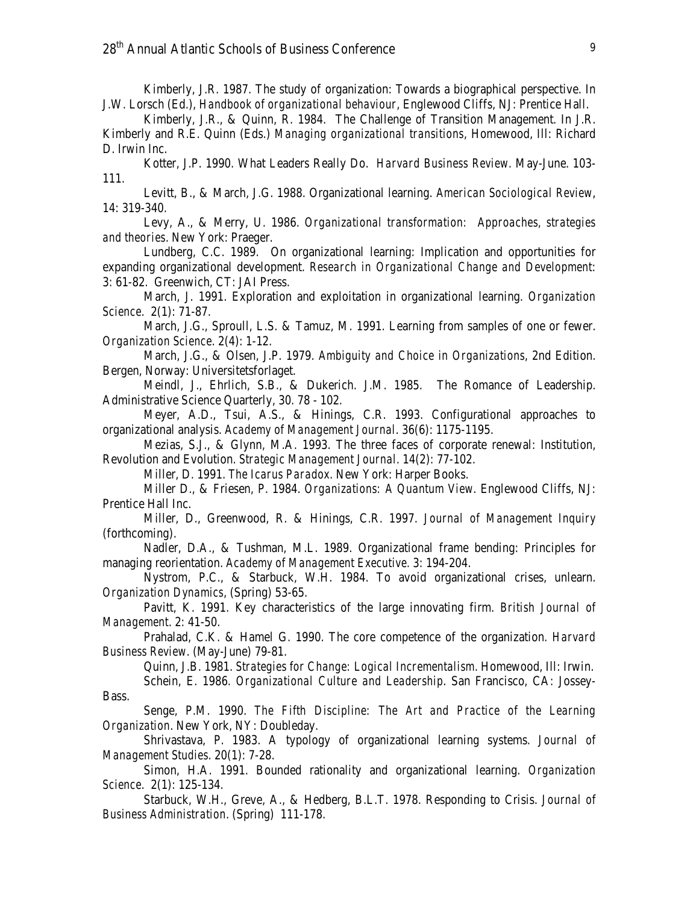Kimberly, J.R. 1987. The study of organization: Towards a biographical perspective. In J.W. Lorsch (Ed.), *Handbook of organizational behaviour*, Englewood Cliffs, NJ: Prentice Hall.

Kimberly, J.R., & Quinn, R. 1984. The Challenge of Transition Management. In J.R. Kimberly and R.E. Quinn (Eds.) *Managing organizational transitions*, Homewood, Ill: Richard D. Irwin Inc.

Kotter, J.P. 1990. What Leaders Really Do. *Harvard Business Review*. May-June. 103-111.

Levitt, B., & March, J.G. 1988. Organizational learning. *American Sociological Review*, 14: 319-340.

Levy, A., & Merry, U. 1986. *Organizational transformation: Approaches, strategies and theories*. New York: Praeger.

Lundberg, C.C. 1989. On organizational learning: Implication and opportunities for expanding organizational development. *Research in Organizational Change and Development*: 3: 61-82. Greenwich, CT: JAI Press.

March, J. 1991. Exploration and exploitation in organizational learning. *Organization Science*. 2(1): 71-87.

March, J.G., Sproull, L.S. & Tamuz, M. 1991. Learning from samples of one or fewer. *Organization Science*. 2(4): 1-12.

March, J.G., & Olsen, J.P. 1979. *Ambiguity and Choice in Organizations*, 2nd Edition. Bergen, Norway: Universitetsforlaget.

Meindl, J., Ehrlich, S.B., & Dukerich. J.M. 1985. The Romance of Leadership. Administrative Science Quarterly, 30. 78 - 102.

Meyer, A.D., Tsui, A.S., & Hinings, C.R. 1993. Configurational approaches to organizational analysis. *Academy of Management Journal*. 36(6): 1175-1195.

Mezias, S.J., & Glynn, M.A. 1993. The three faces of corporate renewal: Institution, Revolution and Evolution. *Strategic Management Journal*. 14(2): 77-102.

Miller, D. 1991. *The Icarus Paradox*. New York: Harper Books.

Miller D., & Friesen, P. 1984. *Organizations: A Quantum View*. Englewood Cliffs, NJ: Prentice Hall Inc.

Miller, D., Greenwood, R. & Hinings, C.R. 1997. *Journal of Management Inquiry* (forthcoming).

Nadler, D.A., & Tushman, M.L. 1989. Organizational frame bending: Principles for managing reorientation. *Academy of Management Executive*. 3: 194-204.

Nystrom, P.C., & Starbuck, W.H. 1984. To avoid organizational crises, unlearn. *Organization Dynamics*, (Spring) 53-65.

Pavitt, K. 1991. Key characteristics of the large innovating firm. *British Journal of Management*. 2: 41-50.

Prahalad, C.K. & Hamel G. 1990. The core competence of the organization. *Harvard Business Review*. (May-June) 79-81.

Quinn, J.B. 1981. *Strategies for Change: Logical Incrementalism*. Homewood, Ill: Irwin.

Schein, E. 1986. *Organizational Culture and Leadership*. San Francisco, CA: Jossey-Bass.

Senge, P.M. 1990. *The Fifth Discipline: The Art and Practice of the Learning Organization*. New York, NY: Doubleday.

Shrivastava, P. 1983. A typology of organizational learning systems. *Journal of Management Studies*. 20(1): 7-28.

Simon, H.A. 1991. Bounded rationality and organizational learning. *Organization Science*. 2(1): 125-134.

Starbuck, W.H., Greve, A., & Hedberg, B.L.T. 1978. Responding to Crisis. *Journal of Business Administration*. (Spring) 111-178.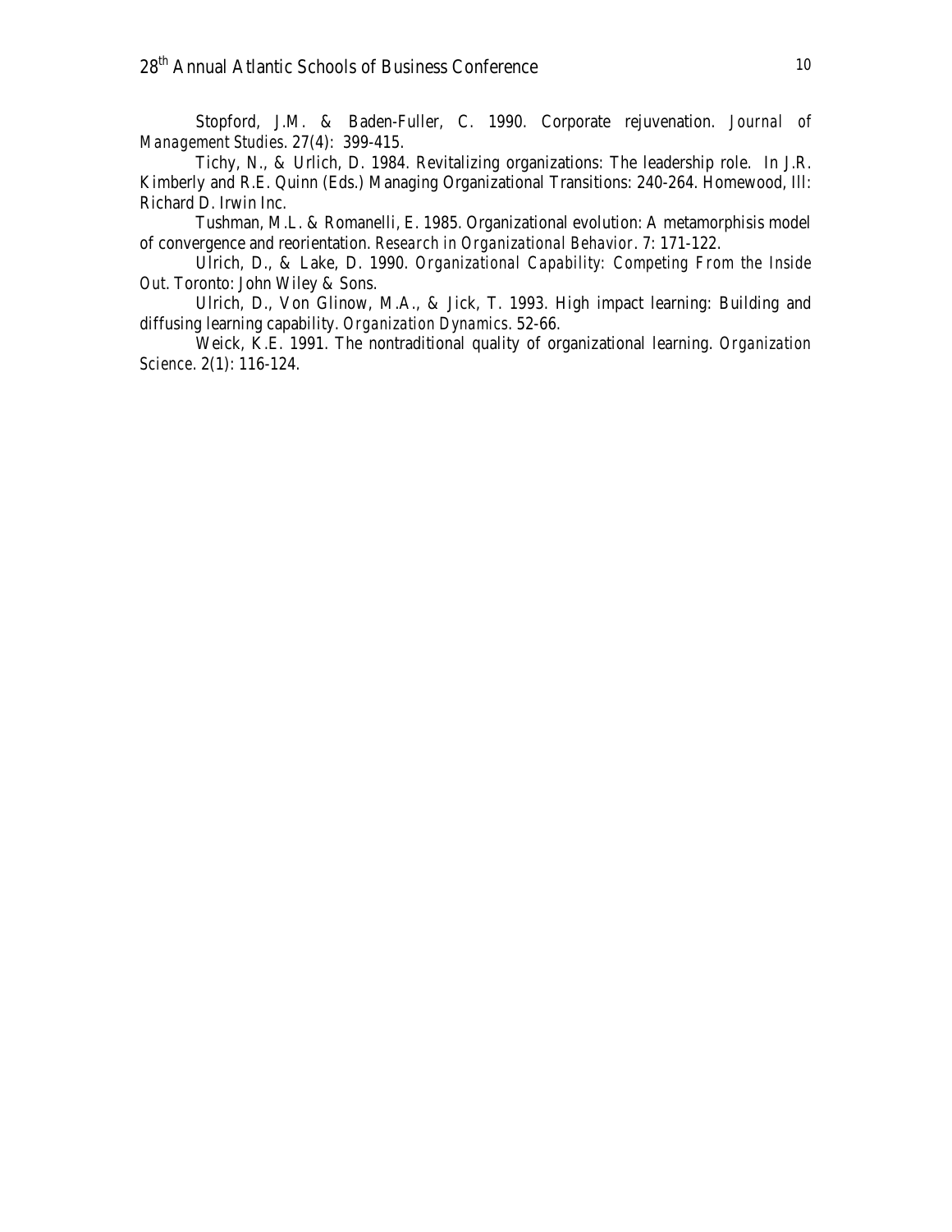Stopford, J.M. & Baden-Fuller, C. 1990. Corporate rejuvenation. *Journal of Management Studies*. 27(4): 399-415.

Tichy, N., & Urlich, D. 1984. Revitalizing organizations: The leadership role. In J.R. Kimberly and R.E. Quinn (Eds.) Managing Organizational Transitions: 240-264. Homewood, Ill: Richard D. Irwin Inc.

Tushman, M.L. & Romanelli, E. 1985. Organizational evolution: A metamorphisis model of convergence and reorientation. *Research in Organizational Behavior*. 7: 171-122.

Ulrich, D., & Lake, D. 1990. *Organizational Capability: Competing From the Inside Out*. Toronto: John Wiley & Sons.

Ulrich, D., Von Glinow, M.A., & Jick, T. 1993. High impact learning: Building and diffusing learning capability. *Organization Dynamics*. 52-66.

Weick, K.E. 1991. The nontraditional quality of organizational learning. *Organization Science*. 2(1): 116-124.